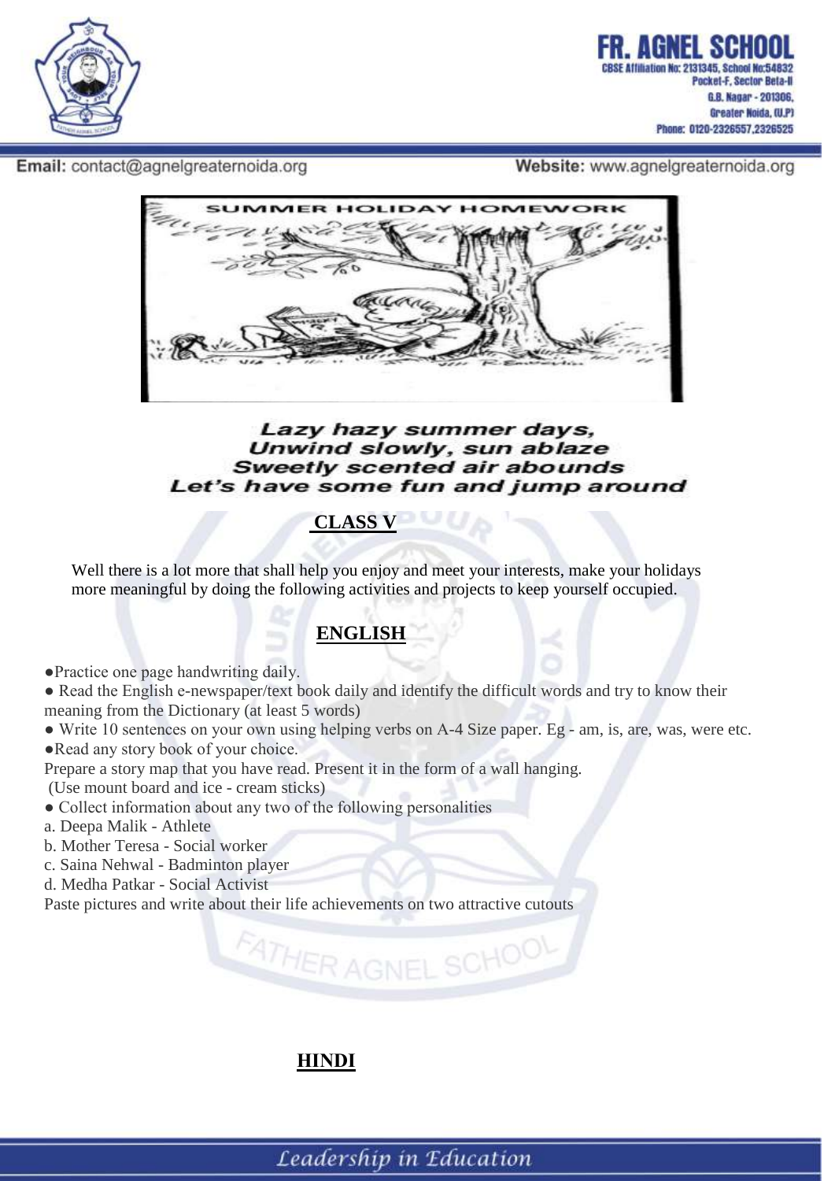# FR. AGNEL SCHOOL

CBSE Affiliation No: 2131345, School No:54832
Pocket-F, Sector Beta-II
G.B. Nagar - 201306,
Greater Noida, (U.P)
Phone: 0120-2326557,2326525

**Email:** contact@agnelgreaternoida.org **Website:** www.agnelgreaternoida.org

SUMMER HOLIDAY HOMEWORK

***Lazy hazy summer days,***
***Unwind slowly, sun ablaze***
***Sweetly scented air abounds***
***Let's have some fun and jump around***

## CLASS V

Well there is a lot more that shall help you enjoy and meet your interests, make your holidays more meaningful by doing the following activities and projects to keep yourself occupied.

## ENGLISH

- Practice one page handwriting daily.
- Read the English e-newspaper/text book daily and identify the difficult words and try to know their meaning from the Dictionary (at least 5 words)
- Write 10 sentences on your own using helping verbs on A-4 Size paper. Eg - am, is, are, was, were etc.
- Read any story book of your choice.

Prepare a story map that you have read. Present it in the form of a wall hanging.
(Use mount board and ice - cream sticks)

- Collect information about any two of the following personalities

a. Deepa Malik - Athlete
b. Mother Teresa - Social worker
c. Saina Nehwal - Badminton player
d. Medha Patkar - Social Activist

Paste pictures and write about their life achievements on two attractive cutouts

## HINDI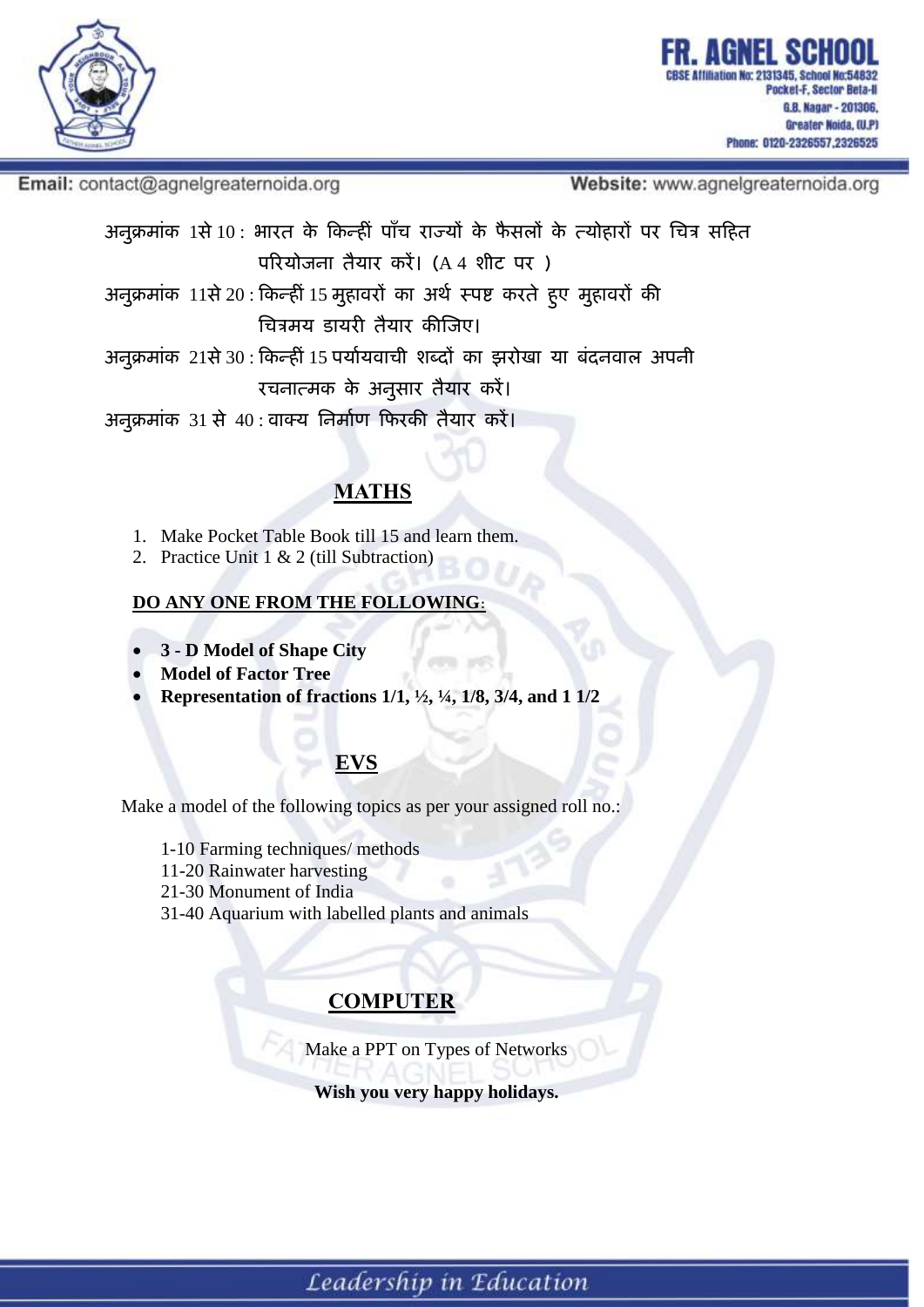अनुक्रमांक 1से 10 : भारत के किन्हीं पाँच राज्यों के फैसलों के त्योहारों पर चित्र सहित परियोजना तैयार करें। (A 4 शीट पर )

अनुक्रमांक 11से 20 : किन्हीं 15 मुहावरों का अर्थ स्पष्ट करते हुए मुहावरों की चित्रमय डायरी तैयार कीजिए।

अनुक्रमांक 21से 30 : किन्हीं 15 पर्यायवाची शब्दों का झरोखा या बंदनवाल अपनी रचनात्मक के अनुसार तैयार करें।

अनुक्रमांक 31 से 40 : वाक्य निर्माण फिरकी तैयार करें।

## MATHS

1. Make Pocket Table Book till 15 and learn them.
2. Practice Unit 1 & 2 (till Subtraction)

**DO ANY ONE FROM THE FOLLOWING:**

- **3 - D Model of Shape City**
- **Model of Factor Tree**
- **Representation of fractions 1/1, ½, ¼, 1/8, 3/4, and 1 1/2**

## EVS

Make a model of the following topics as per your assigned roll no.:

1-10 Farming techniques/ methods
11-20 Rainwater harvesting
21-30 Monument of India
31-40 Aquarium with labelled plants and animals

## COMPUTER

Make a PPT on Types of Networks

**Wish you very happy holidays.**